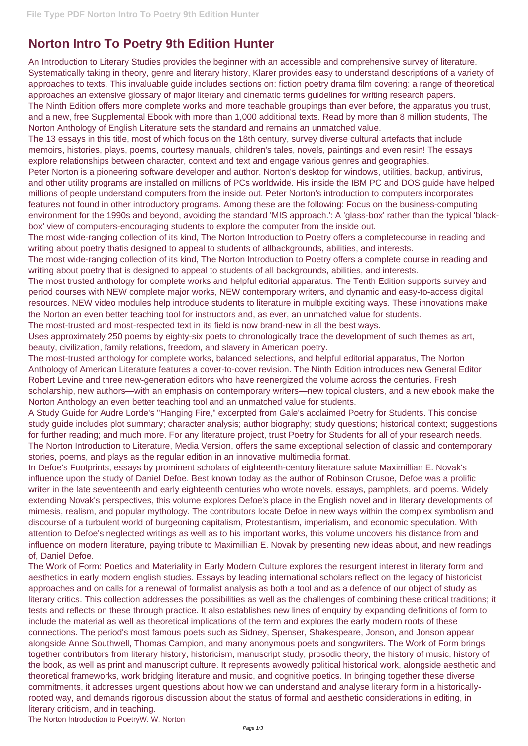# Norton Intro To Poetry 9th Edition Hunter

An Introduction to Literary Studies provides the beginner with an accessible and comprehensive survey of literature. Systematically taking in theory, genre and literary history, Klarer provides easy to understand descriptions of a variety of approaches to texts. This invaluable guide includes sections on: fiction poetry drama film covering: a range of theoretical approaches an extensive glossary of major literary and cinematic terms guidelines for writing research papers.

The Ninth Edition offers more complete works and more teachable groupings than ever before, the apparatus you trust, and a new, free Supplemental Ebook with more than 1,000 additional texts. Read by more than 8 million students, The Norton Anthology of English Literature sets the standard and remains an unmatched value.

The 13 essays in this title, most of which focus on the 18th century, survey diverse cultural artefacts that include memoirs, histories, plays, poems, courtesy manuals, children's tales, novels, paintings and even resin! The essays explore relationships between character, context and text and engage various genres and geographies.

Peter Norton is a pioneering software developer and author. Norton's desktop for windows, utilities, backup, antivirus, and other utility programs are installed on millions of PCs worldwide. His inside the IBM PC and DOS guide have helped millions of people understand computers from the inside out. Peter Norton's introduction to computers incorporates features not found in other introductory programs. Among these are the following: Focus on the business-computing environment for the 1990s and beyond, avoiding the standard 'MIS approach.': A 'glass-box' rather than the typical 'black-box' view of computers-encouraging students to explore the computer from the inside out.

The most wide-ranging collection of its kind, The Norton Introduction to Poetry offers a completecourse in reading and writing about poetry thatis designed to appeal to students of allbackgrounds, abilities, and interests.

The most wide-ranging collection of its kind, The Norton Introduction to Poetry offers a complete course in reading and writing about poetry that is designed to appeal to students of all backgrounds, abilities, and interests.

The most trusted anthology for complete works and helpful editorial apparatus. The Tenth Edition supports survey and period courses with NEW complete major works, NEW contemporary writers, and dynamic and easy-to-access digital resources. NEW video modules help introduce students to literature in multiple exciting ways. These innovations make the Norton an even better teaching tool for instructors and, as ever, an unmatched value for students.

The most-trusted and most-respected text in its field is now brand-new in all the best ways.

Uses approximately 250 poems by eighty-six poets to chronologically trace the development of such themes as art, beauty, civilization, family relations, freedom, and slavery in American poetry.

The most-trusted anthology for complete works, balanced selections, and helpful editorial apparatus, The Norton Anthology of American Literature features a cover-to-cover revision. The Ninth Edition introduces new General Editor Robert Levine and three new-generation editors who have reenergized the volume across the centuries. Fresh scholarship, new authors—with an emphasis on contemporary writers—new topical clusters, and a new ebook make the Norton Anthology an even better teaching tool and an unmatched value for students.

A Study Guide for Audre Lorde's "Hanging Fire," excerpted from Gale's acclaimed Poetry for Students. This concise study guide includes plot summary; character analysis; author biography; study questions; historical context; suggestions for further reading; and much more. For any literature project, trust Poetry for Students for all of your research needs.

The Norton Introduction to Literature, Media Version, offers the same exceptional selection of classic and contemporary stories, poems, and plays as the regular edition in an innovative multimedia format.

In Defoe's Footprints, essays by prominent scholars of eighteenth-century literature salute Maximillian E. Novak's influence upon the study of Daniel Defoe. Best known today as the author of Robinson Crusoe, Defoe was a prolific writer in the late seventeenth and early eighteenth centuries who wrote novels, essays, pamphlets, and poems. Widely extending Novak's perspectives, this volume explores Defoe's place in the English novel and in literary developments of mimesis, realism, and popular mythology. The contributors locate Defoe in new ways within the complex symbolism and discourse of a turbulent world of burgeoning capitalism, Protestantism, imperialism, and economic speculation. With attention to Defoe's neglected writings as well as to his important works, this volume uncovers his distance from and influence on modern literature, paying tribute to Maximillian E. Novak by presenting new ideas about, and new readings of, Daniel Defoe.

The Work of Form: Poetics and Materiality in Early Modern Culture explores the resurgent interest in literary form and aesthetics in early modern english studies. Essays by leading international scholars reflect on the legacy of historicist approaches and on calls for a renewal of formalist analysis as both a tool and as a defence of our object of study as literary critics. This collection addresses the possibilities as well as the challenges of combining these critical traditions; it tests and reflects on these through practice. It also establishes new lines of enquiry by expanding definitions of form to include the material as well as theoretical implications of the term and explores the early modern roots of these connections. The period's most famous poets such as Sidney, Spenser, Shakespeare, Jonson, and Jonson appear alongside Anne Southwell, Thomas Campion, and many anonymous poets and songwriters. The Work of Form brings together contributors from literary history, historicism, manuscript study, prosodic theory, the history of music, history of the book, as well as print and manuscript culture. It represents avowedly political historical work, alongside aesthetic and theoretical frameworks, work bridging literature and music, and cognitive poetics. In bringing together these diverse commitments, it addresses urgent questions about how we can understand and analyse literary form in a historically-rooted way, and demands rigorous discussion about the status of formal and aesthetic considerations in editing, in literary criticism, and in teaching.

The Norton Introduction to PoetryW. W. Norton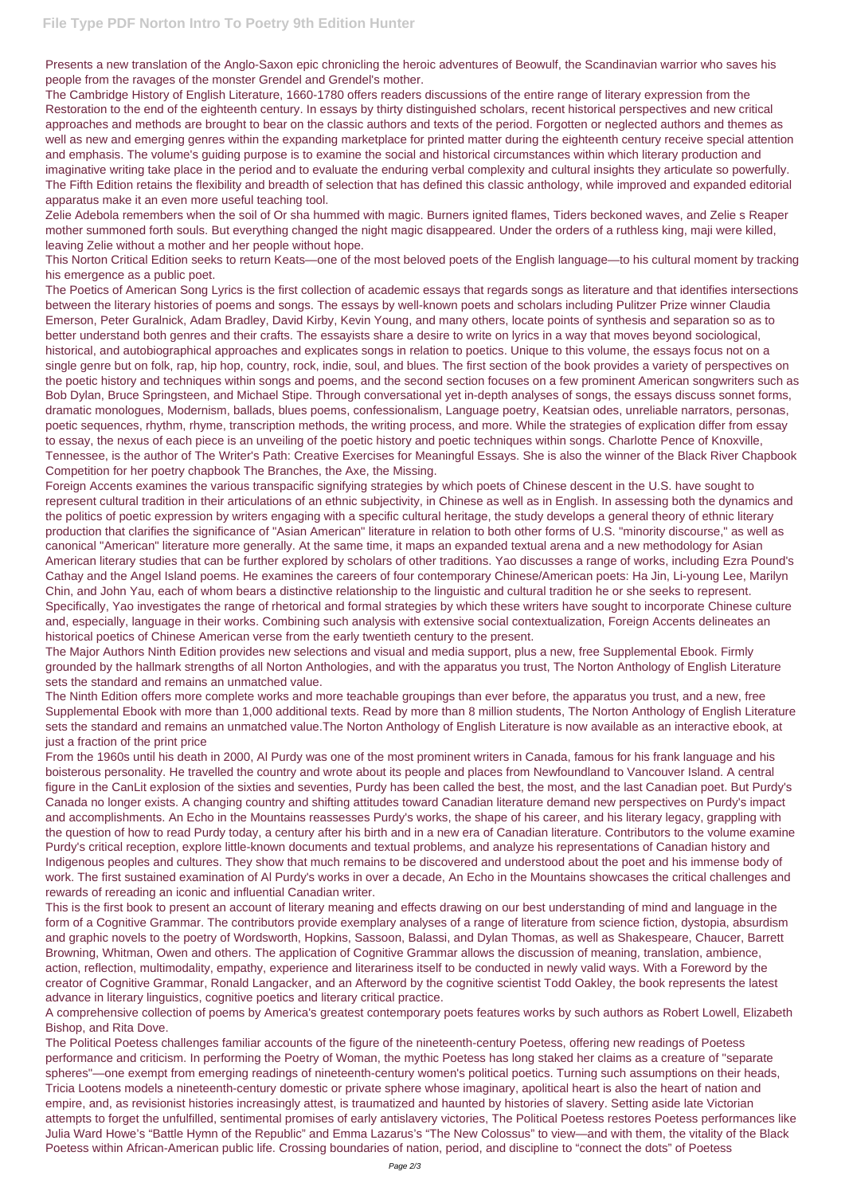Presents a new translation of the Anglo-Saxon epic chronicling the heroic adventures of Beowulf, the Scandinavian warrior who saves his people from the ravages of the monster Grendel and Grendel's mother.

The Cambridge History of English Literature, 1660-1780 offers readers discussions of the entire range of literary expression from the Restoration to the end of the eighteenth century. In essays by thirty distinguished scholars, recent historical perspectives and new critical approaches and methods are brought to bear on the classic authors and texts of the period. Forgotten or neglected authors and themes as well as new and emerging genres within the expanding marketplace for printed matter during the eighteenth century receive special attention and emphasis. The volume's guiding purpose is to examine the social and historical circumstances within which literary production and imaginative writing take place in the period and to evaluate the enduring verbal complexity and cultural insights they articulate so powerfully.

The Fifth Edition retains the flexibility and breadth of selection that has defined this classic anthology, while improved and expanded editorial apparatus make it an even more useful teaching tool.

Zelie Adebola remembers when the soil of Or sha hummed with magic. Burners ignited flames, Tiders beckoned waves, and Zelie s Reaper mother summoned forth souls. But everything changed the night magic disappeared. Under the orders of a ruthless king, maji were killed, leaving Zelie without a mother and her people without hope.

This Norton Critical Edition seeks to return Keats—one of the most beloved poets of the English language—to his cultural moment by tracking his emergence as a public poet.

The Poetics of American Song Lyrics is the first collection of academic essays that regards songs as literature and that identifies intersections between the literary histories of poems and songs. The essays by well-known poets and scholars including Pulitzer Prize winner Claudia Emerson, Peter Guralnick, Adam Bradley, David Kirby, Kevin Young, and many others, locate points of synthesis and separation so as to better understand both genres and their crafts. The essayists share a desire to write on lyrics in a way that moves beyond sociological, historical, and autobiographical approaches and explicates songs in relation to poetics. Unique to this volume, the essays focus not on a single genre but on folk, rap, hip hop, country, rock, indie, soul, and blues. The first section of the book provides a variety of perspectives on the poetic history and techniques within songs and poems, and the second section focuses on a few prominent American songwriters such as Bob Dylan, Bruce Springsteen, and Michael Stipe. Through conversational yet in-depth analyses of songs, the essays discuss sonnet forms, dramatic monologues, Modernism, ballads, blues poems, confessionalism, Language poetry, Keatsian odes, unreliable narrators, personas, poetic sequences, rhythm, rhyme, transcription methods, the writing process, and more. While the strategies of explication differ from essay to essay, the nexus of each piece is an unveiling of the poetic history and poetic techniques within songs. Charlotte Pence of Knoxville, Tennessee, is the author of The Writer's Path: Creative Exercises for Meaningful Essays. She is also the winner of the Black River Chapbook Competition for her poetry chapbook The Branches, the Axe, the Missing.

Foreign Accents examines the various transpacific signifying strategies by which poets of Chinese descent in the U.S. have sought to represent cultural tradition in their articulations of an ethnic subjectivity, in Chinese as well as in English. In assessing both the dynamics and the politics of poetic expression by writers engaging with a specific cultural heritage, the study develops a general theory of ethnic literary production that clarifies the significance of "Asian American" literature in relation to both other forms of U.S. "minority discourse," as well as canonical "American" literature more generally. At the same time, it maps an expanded textual arena and a new methodology for Asian American literary studies that can be further explored by scholars of other traditions. Yao discusses a range of works, including Ezra Pound's Cathay and the Angel Island poems. He examines the careers of four contemporary Chinese/American poets: Ha Jin, Li-young Lee, Marilyn Chin, and John Yau, each of whom bears a distinctive relationship to the linguistic and cultural tradition he or she seeks to represent. Specifically, Yao investigates the range of rhetorical and formal strategies by which these writers have sought to incorporate Chinese culture and, especially, language in their works. Combining such analysis with extensive social contextualization, Foreign Accents delineates an historical poetics of Chinese American verse from the early twentieth century to the present.

The Major Authors Ninth Edition provides new selections and visual and media support, plus a new, free Supplemental Ebook. Firmly grounded by the hallmark strengths of all Norton Anthologies, and with the apparatus you trust, The Norton Anthology of English Literature sets the standard and remains an unmatched value.

The Ninth Edition offers more complete works and more teachable groupings than ever before, the apparatus you trust, and a new, free Supplemental Ebook with more than 1,000 additional texts. Read by more than 8 million students, The Norton Anthology of English Literature sets the standard and remains an unmatched value.The Norton Anthology of English Literature is now available as an interactive ebook, at just a fraction of the print price

From the 1960s until his death in 2000, Al Purdy was one of the most prominent writers in Canada, famous for his frank language and his boisterous personality. He travelled the country and wrote about its people and places from Newfoundland to Vancouver Island. A central figure in the CanLit explosion of the sixties and seventies, Purdy has been called the best, the most, and the last Canadian poet. But Purdy's Canada no longer exists. A changing country and shifting attitudes toward Canadian literature demand new perspectives on Purdy's impact and accomplishments. An Echo in the Mountains reassesses Purdy's works, the shape of his career, and his literary legacy, grappling with the question of how to read Purdy today, a century after his birth and in a new era of Canadian literature. Contributors to the volume examine Purdy's critical reception, explore little-known documents and textual problems, and analyze his representations of Canadian history and Indigenous peoples and cultures. They show that much remains to be discovered and understood about the poet and his immense body of work. The first sustained examination of Al Purdy's works in over a decade, An Echo in the Mountains showcases the critical challenges and rewards of rereading an iconic and influential Canadian writer.

This is the first book to present an account of literary meaning and effects drawing on our best understanding of mind and language in the form of a Cognitive Grammar. The contributors provide exemplary analyses of a range of literature from science fiction, dystopia, absurdism and graphic novels to the poetry of Wordsworth, Hopkins, Sassoon, Balassi, and Dylan Thomas, as well as Shakespeare, Chaucer, Barrett Browning, Whitman, Owen and others. The application of Cognitive Grammar allows the discussion of meaning, translation, ambience, action, reflection, multimodality, empathy, experience and literariness itself to be conducted in newly valid ways. With a Foreword by the creator of Cognitive Grammar, Ronald Langacker, and an Afterword by the cognitive scientist Todd Oakley, the book represents the latest advance in literary linguistics, cognitive poetics and literary critical practice.

A comprehensive collection of poems by America's greatest contemporary poets features works by such authors as Robert Lowell, Elizabeth Bishop, and Rita Dove.

The Political Poetess challenges familiar accounts of the figure of the nineteenth-century Poetess, offering new readings of Poetess performance and criticism. In performing the Poetry of Woman, the mythic Poetess has long staked her claims as a creature of "separate spheres"—one exempt from emerging readings of nineteenth-century women's political poetics. Turning such assumptions on their heads, Tricia Lootens models a nineteenth-century domestic or private sphere whose imaginary, apolitical heart is also the heart of nation and empire, and, as revisionist histories increasingly attest, is traumatized and haunted by histories of slavery. Setting aside late Victorian attempts to forget the unfulfilled, sentimental promises of early antislavery victories, The Political Poetess restores Poetess performances like Julia Ward Howe's "Battle Hymn of the Republic" and Emma Lazarus's "The New Colossus" to view—and with them, the vitality of the Black Poetess within African-American public life. Crossing boundaries of nation, period, and discipline to "connect the dots" of Poetess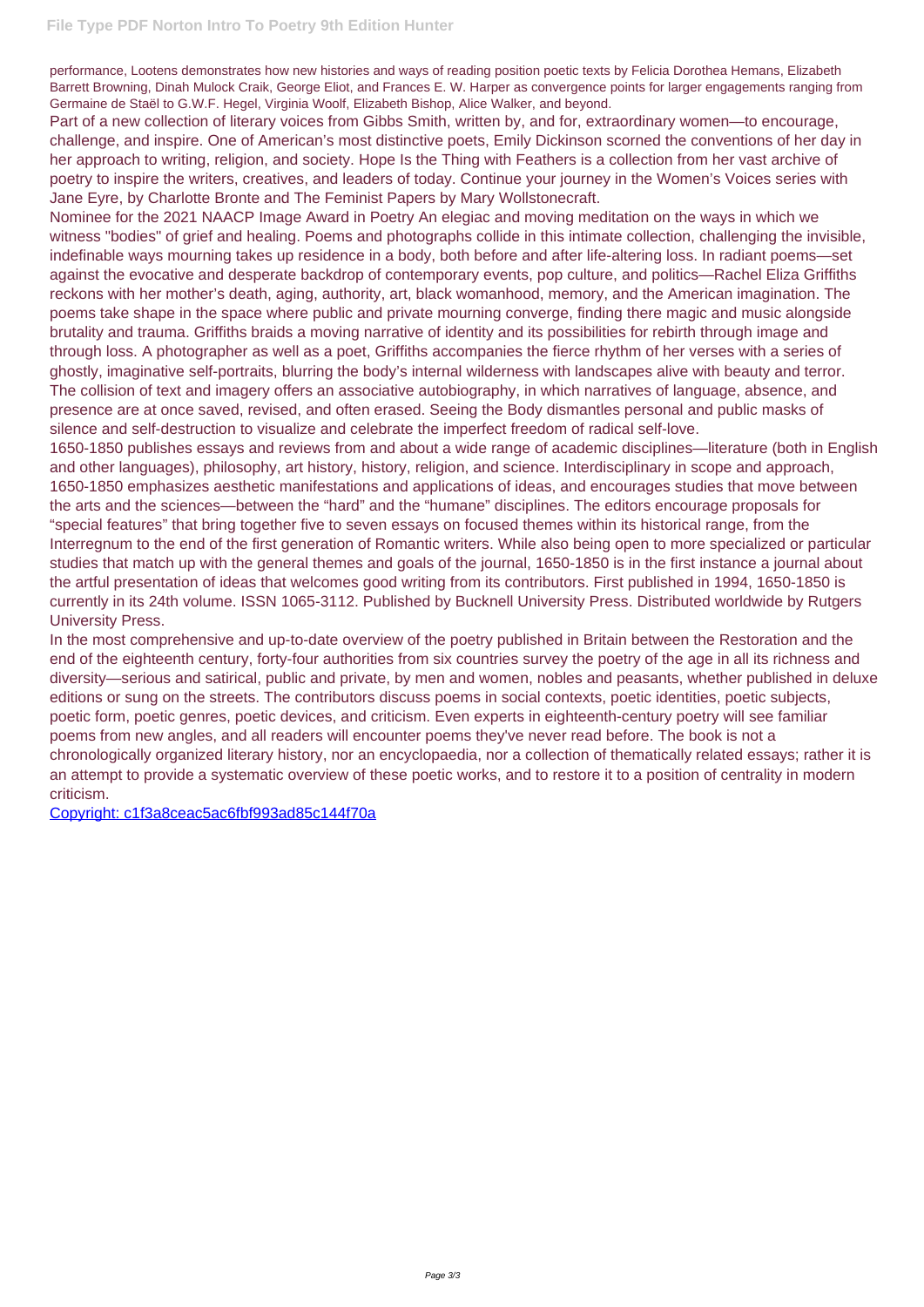performance, Lootens demonstrates how new histories and ways of reading position poetic texts by Felicia Dorothea Hemans, Elizabeth Barrett Browning, Dinah Mulock Craik, George Eliot, and Frances E. W. Harper as convergence points for larger engagements ranging from Germaine de Staël to G.W.F. Hegel, Virginia Woolf, Elizabeth Bishop, Alice Walker, and beyond.

Part of a new collection of literary voices from Gibbs Smith, written by, and for, extraordinary women—to encourage, challenge, and inspire. One of American's most distinctive poets, Emily Dickinson scorned the conventions of her day in her approach to writing, religion, and society. Hope Is the Thing with Feathers is a collection from her vast archive of poetry to inspire the writers, creatives, and leaders of today. Continue your journey in the Women's Voices series with Jane Eyre, by Charlotte Bronte and The Feminist Papers by Mary Wollstonecraft.

Nominee for the 2021 NAACP Image Award in Poetry An elegiac and moving meditation on the ways in which we witness "bodies" of grief and healing. Poems and photographs collide in this intimate collection, challenging the invisible, indefinable ways mourning takes up residence in a body, both before and after life-altering loss. In radiant poems—set against the evocative and desperate backdrop of contemporary events, pop culture, and politics—Rachel Eliza Griffiths reckons with her mother's death, aging, authority, art, black womanhood, memory, and the American imagination. The poems take shape in the space where public and private mourning converge, finding there magic and music alongside brutality and trauma. Griffiths braids a moving narrative of identity and its possibilities for rebirth through image and through loss. A photographer as well as a poet, Griffiths accompanies the fierce rhythm of her verses with a series of ghostly, imaginative self-portraits, blurring the body's internal wilderness with landscapes alive with beauty and terror. The collision of text and imagery offers an associative autobiography, in which narratives of language, absence, and presence are at once saved, revised, and often erased. Seeing the Body dismantles personal and public masks of silence and self-destruction to visualize and celebrate the imperfect freedom of radical self-love.

1650-1850 publishes essays and reviews from and about a wide range of academic disciplines—literature (both in English and other languages), philosophy, art history, history, religion, and science. Interdisciplinary in scope and approach, 1650-1850 emphasizes aesthetic manifestations and applications of ideas, and encourages studies that move between the arts and the sciences—between the "hard" and the "humane" disciplines. The editors encourage proposals for "special features" that bring together five to seven essays on focused themes within its historical range, from the Interregnum to the end of the first generation of Romantic writers. While also being open to more specialized or particular studies that match up with the general themes and goals of the journal, 1650-1850 is in the first instance a journal about the artful presentation of ideas that welcomes good writing from its contributors. First published in 1994, 1650-1850 is currently in its 24th volume. ISSN 1065-3112. Published by Bucknell University Press. Distributed worldwide by Rutgers University Press.

In the most comprehensive and up-to-date overview of the poetry published in Britain between the Restoration and the end of the eighteenth century, forty-four authorities from six countries survey the poetry of the age in all its richness and diversity—serious and satirical, public and private, by men and women, nobles and peasants, whether published in deluxe editions or sung on the streets. The contributors discuss poems in social contexts, poetic identities, poetic subjects, poetic form, poetic genres, poetic devices, and criticism. Even experts in eighteenth-century poetry will see familiar poems from new angles, and all readers will encounter poems they've never read before. The book is not a chronologically organized literary history, nor an encyclopaedia, nor a collection of thematically related essays; rather it is an attempt to provide a systematic overview of these poetic works, and to restore it to a position of centrality in modern criticism.

Copyright: c1f3a8ceac5ac6fbf993ad85c144f70a